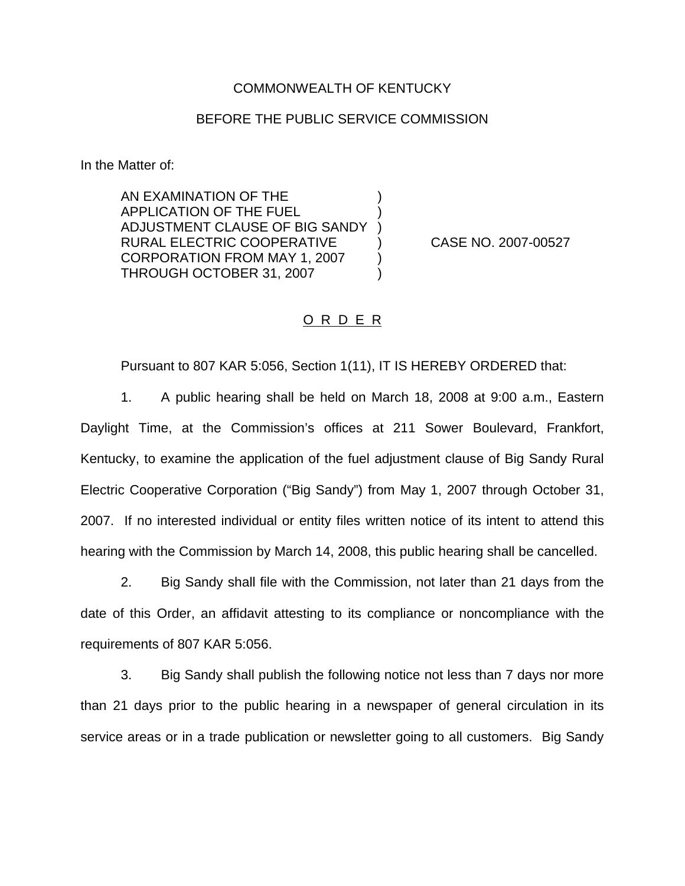COMMONWEALTH OF KENTUCKY

BEFORE THE PUBLIC SERVICE COMMISSION

In the Matter of:

| | | |
|---|---|---|
| AN EXAMINATION OF THE APPLICATION OF THE FUEL ADJUSTMENT CLAUSE OF BIG SANDY RURAL ELECTRIC COOPERATIVE CORPORATION FROM MAY 1, 2007 THROUGH OCTOBER 31, 2007 | ) | CASE NO. 2007-00527 |

O R D E R

Pursuant to 807 KAR 5:056, Section 1(11), IT IS HEREBY ORDERED that:

1. A public hearing shall be held on March 18, 2008 at 9:00 a.m., Eastern Daylight Time, at the Commission's offices at 211 Sower Boulevard, Frankfort, Kentucky, to examine the application of the fuel adjustment clause of Big Sandy Rural Electric Cooperative Corporation ("Big Sandy") from May 1, 2007 through October 31, 2007. If no interested individual or entity files written notice of its intent to attend this hearing with the Commission by March 14, 2008, this public hearing shall be cancelled.

2. Big Sandy shall file with the Commission, not later than 21 days from the date of this Order, an affidavit attesting to its compliance or noncompliance with the requirements of 807 KAR 5:056.

3. Big Sandy shall publish the following notice not less than 7 days nor more than 21 days prior to the public hearing in a newspaper of general circulation in its service areas or in a trade publication or newsletter going to all customers. Big Sandy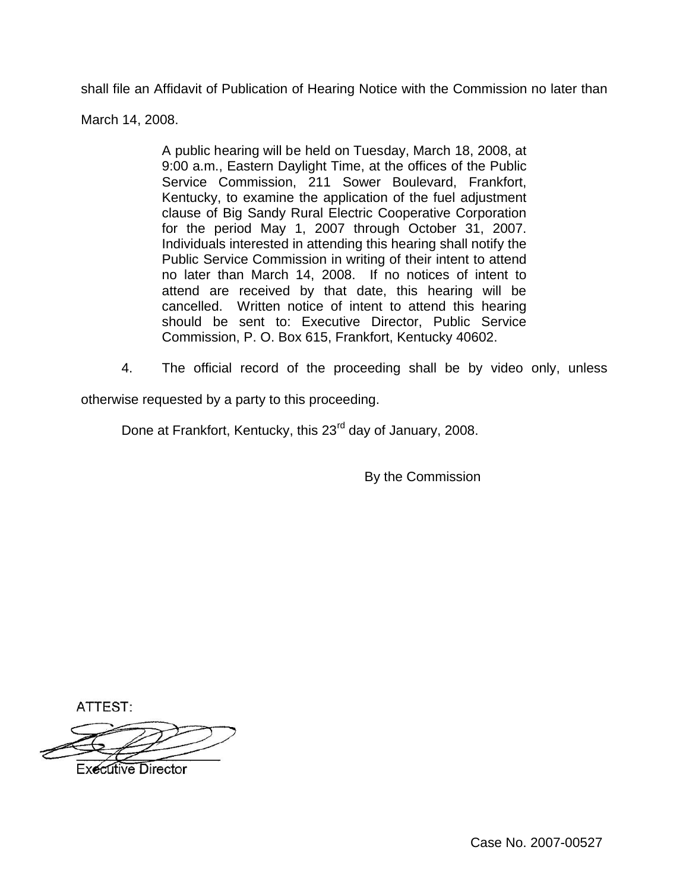shall file an Affidavit of Publication of Hearing Notice with the Commission no later than March 14, 2008.

> A public hearing will be held on Tuesday, March 18, 2008, at 9:00 a.m., Eastern Daylight Time, at the offices of the Public Service Commission, 211 Sower Boulevard, Frankfort, Kentucky, to examine the application of the fuel adjustment clause of Big Sandy Rural Electric Cooperative Corporation for the period May 1, 2007 through October 31, 2007. Individuals interested in attending this hearing shall notify the Public Service Commission in writing of their intent to attend no later than March 14, 2008. If no notices of intent to attend are received by that date, this hearing will be cancelled. Written notice of intent to attend this hearing should be sent to: Executive Director, Public Service Commission, P. O. Box 615, Frankfort, Kentucky 40602.

4. The official record of the proceeding shall be by video only, unless otherwise requested by a party to this proceeding.

Done at Frankfort, Kentucky, this 23rd day of January, 2008.

By the Commission

ATTEST:

Executive Director

Case No. 2007-00527